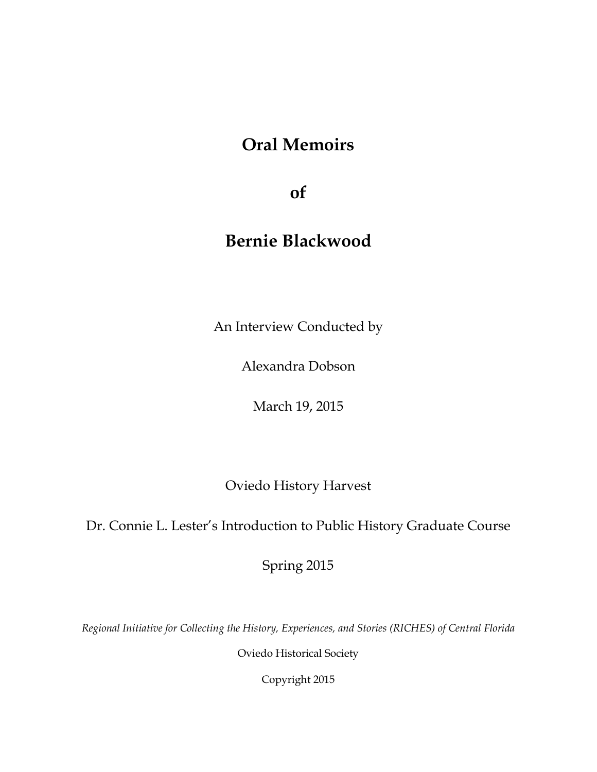# Oral Memoirs

# of

# Bernie Blackwood

An Interview Conducted by

Alexandra Dobson

March 19, 2015

Oviedo History Harvest

Dr. Connie L. Lester's Introduction to Public History Graduate Course

Spring 2015

*Regional Initiative for Collecting the History, Experiences, and Stories (RICHES) of Central Florida*

Oviedo Historical Society

Copyright 2015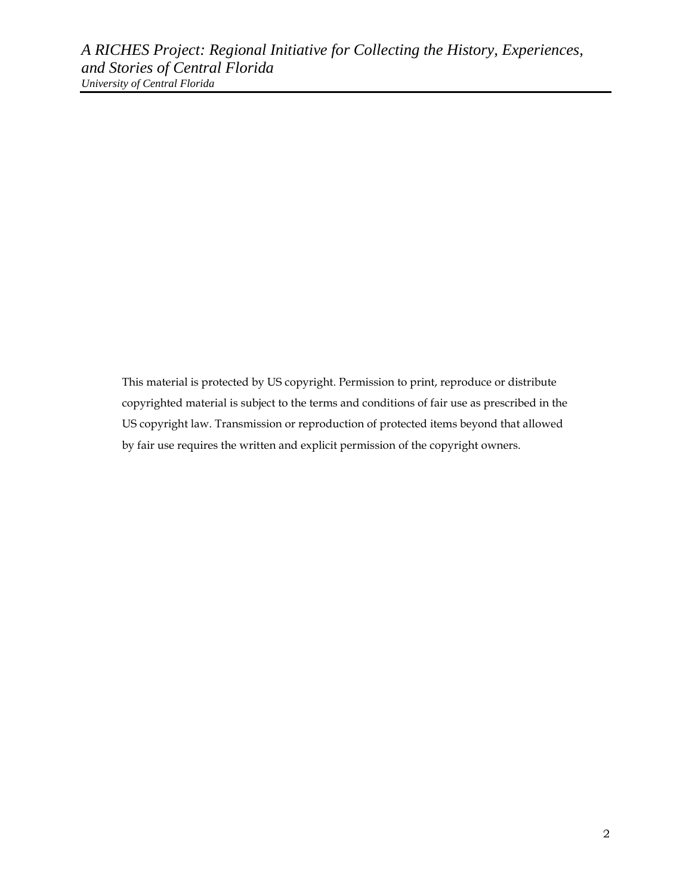This material is protected by US copyright. Permission to print, reproduce or distribute copyrighted material is subject to the terms and conditions of fair use as prescribed in the US copyright law. Transmission or reproduction of protected items beyond that allowed by fair use requires the written and explicit permission of the copyright owners.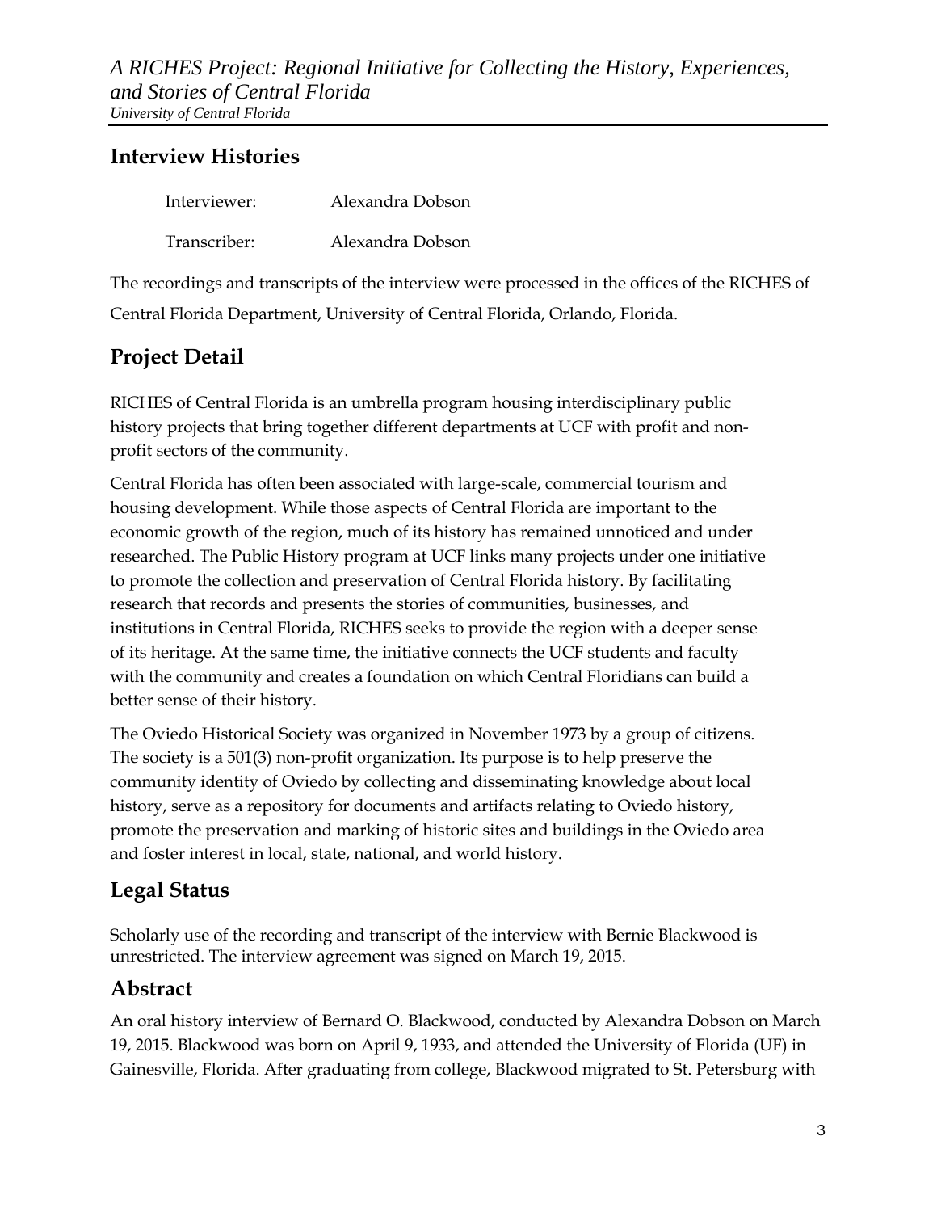## Interview Histories

Interviewer: Alexandra Dobson

Transcriber: Alexandra Dobson

The recordings and transcripts of the interview were processed in the offices of the RICHES of Central Florida Department, University of Central Florida, Orlando, Florida.

## Project Detail

RICHES of Central Florida is an umbrella program housing interdisciplinary public history projects that bring together different departments at UCF with profit and non-profit sectors of the community.

Central Florida has often been associated with large-scale, commercial tourism and housing development. While those aspects of Central Florida are important to the economic growth of the region, much of its history has remained unnoticed and under researched. The Public History program at UCF links many projects under one initiative to promote the collection and preservation of Central Florida history. By facilitating research that records and presents the stories of communities, businesses, and institutions in Central Florida, RICHES seeks to provide the region with a deeper sense of its heritage. At the same time, the initiative connects the UCF students and faculty with the community and creates a foundation on which Central Floridians can build a better sense of their history.

The Oviedo Historical Society was organized in November 1973 by a group of citizens. The society is a 501(3) non-profit organization. Its purpose is to help preserve the community identity of Oviedo by collecting and disseminating knowledge about local history, serve as a repository for documents and artifacts relating to Oviedo history, promote the preservation and marking of historic sites and buildings in the Oviedo area and foster interest in local, state, national, and world history.

## Legal Status

Scholarly use of the recording and transcript of the interview with Bernie Blackwood is unrestricted. The interview agreement was signed on March 19, 2015.

## Abstract

An oral history interview of Bernard O. Blackwood, conducted by Alexandra Dobson on March 19, 2015. Blackwood was born on April 9, 1933, and attended the University of Florida (UF) in Gainesville, Florida. After graduating from college, Blackwood migrated to St. Petersburg with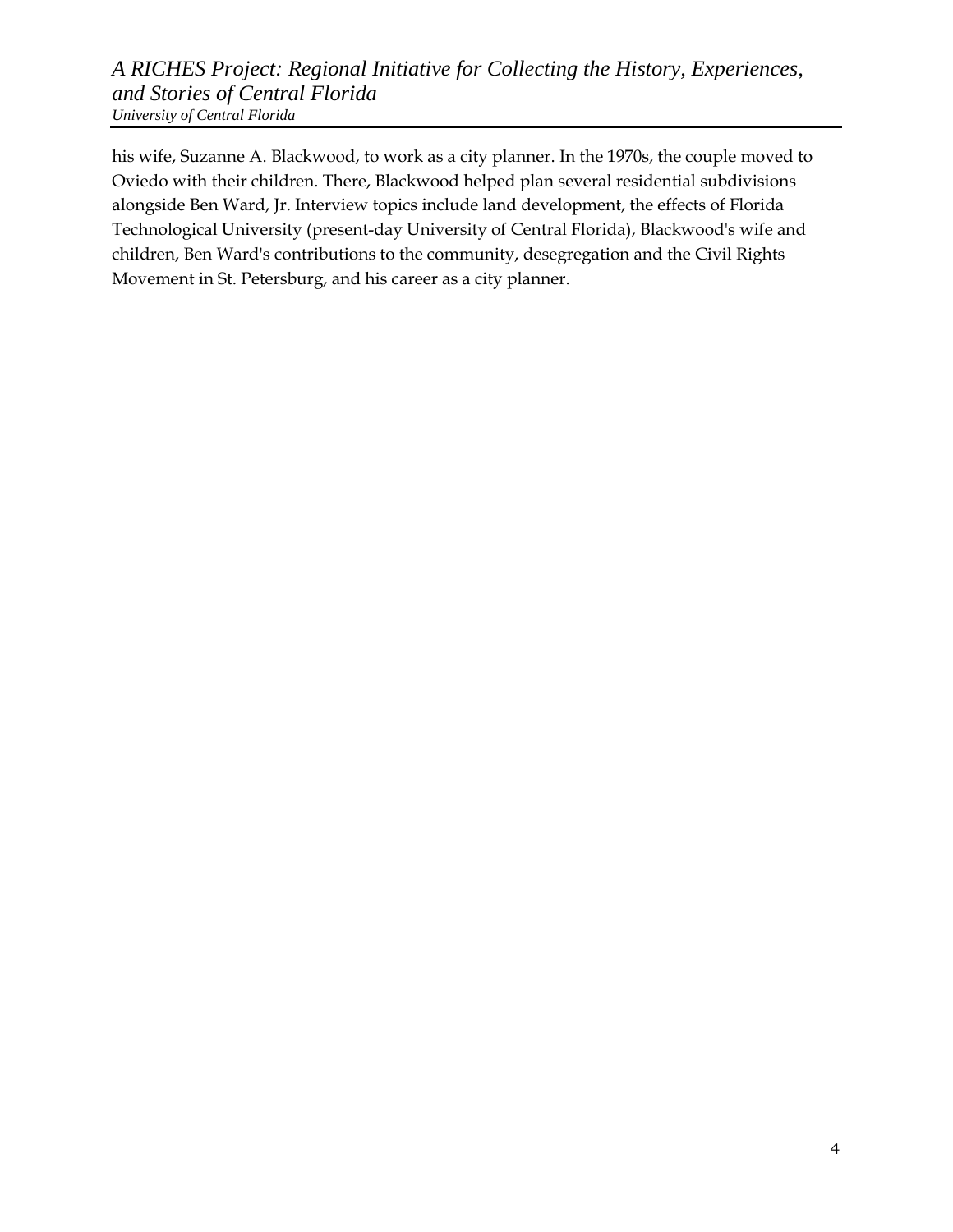his wife, Suzanne A. Blackwood, to work as a city planner. In the 1970s, the couple moved to Oviedo with their children. There, Blackwood helped plan several residential subdivisions alongside Ben Ward, Jr. Interview topics include land development, the effects of Florida Technological University (present-day University of Central Florida), Blackwood's wife and children, Ben Ward's contributions to the community, desegregation and the Civil Rights Movement in St. Petersburg, and his career as a city planner.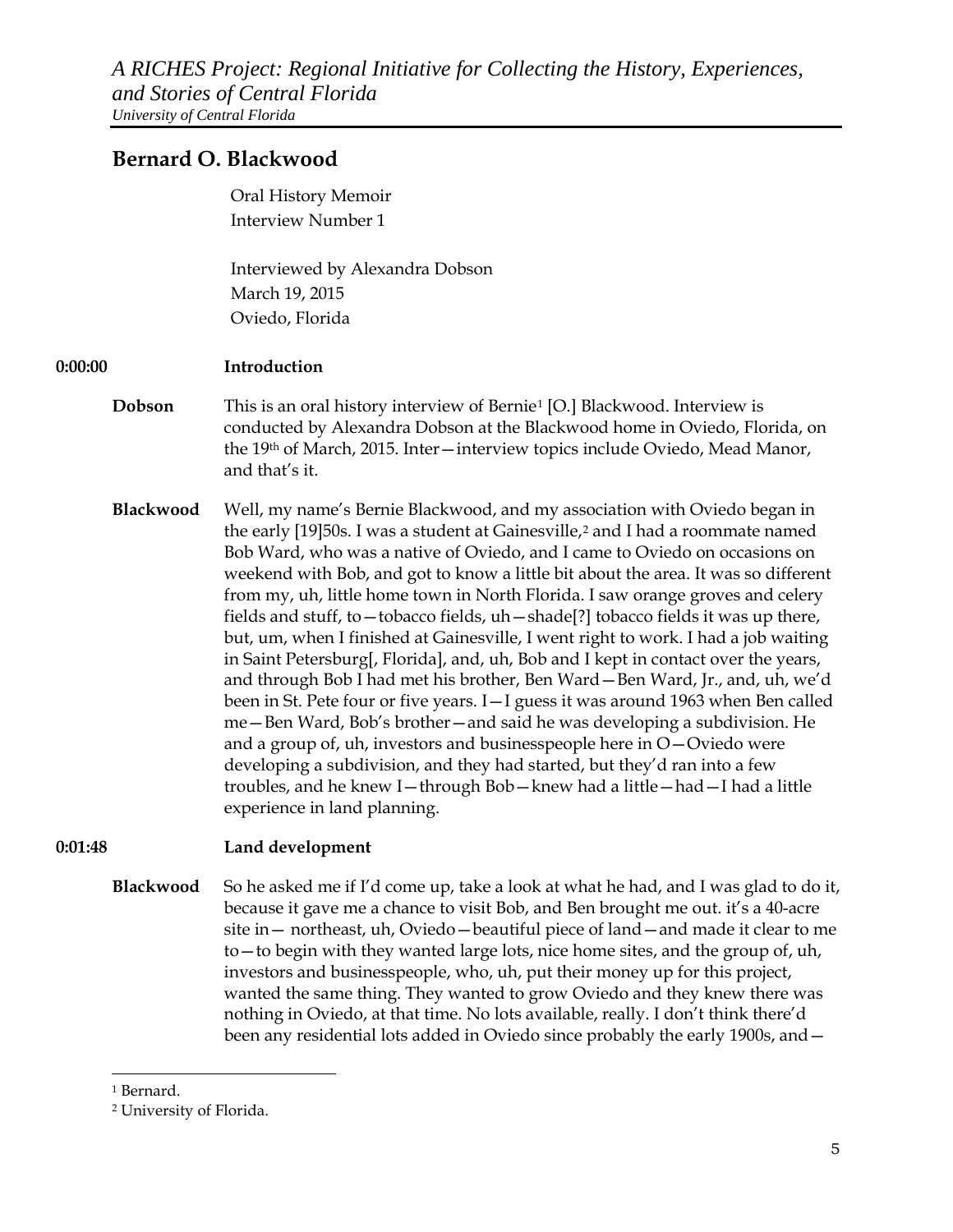# Bernard O. Blackwood

Oral History Memoir
Interview Number 1

Interviewed by Alexandra Dobson
March 19, 2015
Oviedo, Florida

**0:00:00** **Introduction**

**Dobson** This is an oral history interview of Bernie[1] [O.] Blackwood. Interview is conducted by Alexandra Dobson at the Blackwood home in Oviedo, Florida, on the 19th of March, 2015. Inter—interview topics include Oviedo, Mead Manor, and that's it.

**Blackwood** Well, my name's Bernie Blackwood, and my association with Oviedo began in the early [19]50s. I was a student at Gainesville,[2] and I had a roommate named Bob Ward, who was a native of Oviedo, and I came to Oviedo on occasions on weekend with Bob, and got to know a little bit about the area. It was so different from my, uh, little home town in North Florida. I saw orange groves and celery fields and stuff, to—tobacco fields, uh—shade[?] tobacco fields it was up there, but, um, when I finished at Gainesville, I went right to work. I had a job waiting in Saint Petersburg[, Florida], and, uh, Bob and I kept in contact over the years, and through Bob I had met his brother, Ben Ward—Ben Ward, Jr., and, uh, we'd been in St. Pete four or five years. I—I guess it was around 1963 when Ben called me—Ben Ward, Bob's brother—and said he was developing a subdivision. He and a group of, uh, investors and businesspeople here in O—Oviedo were developing a subdivision, and they had started, but they'd ran into a few troubles, and he knew I—through Bob—knew had a little—had—I had a little experience in land planning.

**0:01:48** **Land development**

**Blackwood** So he asked me if I'd come up, take a look at what he had, and I was glad to do it, because it gave me a chance to visit Bob, and Ben brought me out. it's a 40-acre site in— northeast, uh, Oviedo—beautiful piece of land—and made it clear to me to—to begin with they wanted large lots, nice home sites, and the group of, uh, investors and businesspeople, who, uh, put their money up for this project, wanted the same thing. They wanted to grow Oviedo and they knew there was nothing in Oviedo, at that time. No lots available, really. I don't think there'd been any residential lots added in Oviedo since probably the early 1900s, and—

---

[1] Bernard.

[2] University of Florida.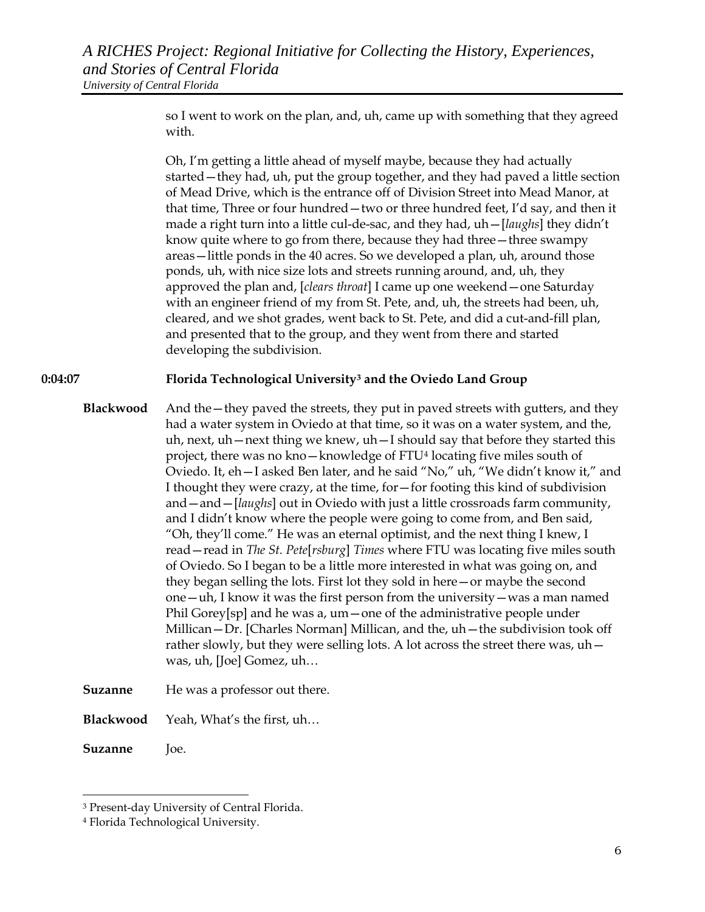so I went to work on the plan, and, uh, came up with something that they agreed with.

Oh, I'm getting a little ahead of myself maybe, because they had actually started—they had, uh, put the group together, and they had paved a little section of Mead Drive, which is the entrance off of Division Street into Mead Manor, at that time, Three or four hundred—two or three hundred feet, I'd say, and then it made a right turn into a little cul-de-sac, and they had, uh—[*laughs*] they didn't know quite where to go from there, because they had three—three swampy areas—little ponds in the 40 acres. So we developed a plan, uh, around those ponds, uh, with nice size lots and streets running around, and, uh, they approved the plan and, [*clears throat*] I came up one weekend—one Saturday with an engineer friend of my from St. Pete, and, uh, the streets had been, uh, cleared, and we shot grades, went back to St. Pete, and did a cut-and-fill plan, and presented that to the group, and they went from there and started developing the subdivision.

**0:04:07** **Florida Technological University[3] and the Oviedo Land Group**

**Blackwood** And the—they paved the streets, they put in paved streets with gutters, and they had a water system in Oviedo at that time, so it was on a water system, and the, uh, next, uh—next thing we knew, uh—I should say that before they started this project, there was no kno—knowledge of FTU[4] locating five miles south of Oviedo. It, eh—I asked Ben later, and he said "No," uh, "We didn't know it," and I thought they were crazy, at the time, for—for footing this kind of subdivision and—and—[*laughs*] out in Oviedo with just a little crossroads farm community, and I didn't know where the people were going to come from, and Ben said, "Oh, they'll come." He was an eternal optimist, and the next thing I knew, I read—read in *The St. Pete*[*rsburg*] *Times* where FTU was locating five miles south of Oviedo. So I began to be a little more interested in what was going on, and they began selling the lots. First lot they sold in here—or maybe the second one—uh, I know it was the first person from the university—was a man named Phil Gorey[sp] and he was a, um—one of the administrative people under Millican—Dr. [Charles Norman] Millican, and the, uh—the subdivision took off rather slowly, but they were selling lots. A lot across the street there was, uh—was, uh, [Joe] Gomez, uh…

**Suzanne** He was a professor out there.

**Blackwood** Yeah, What's the first, uh…

**Suzanne** Joe.

---

[3] Present-day University of Central Florida.

[4] Florida Technological University.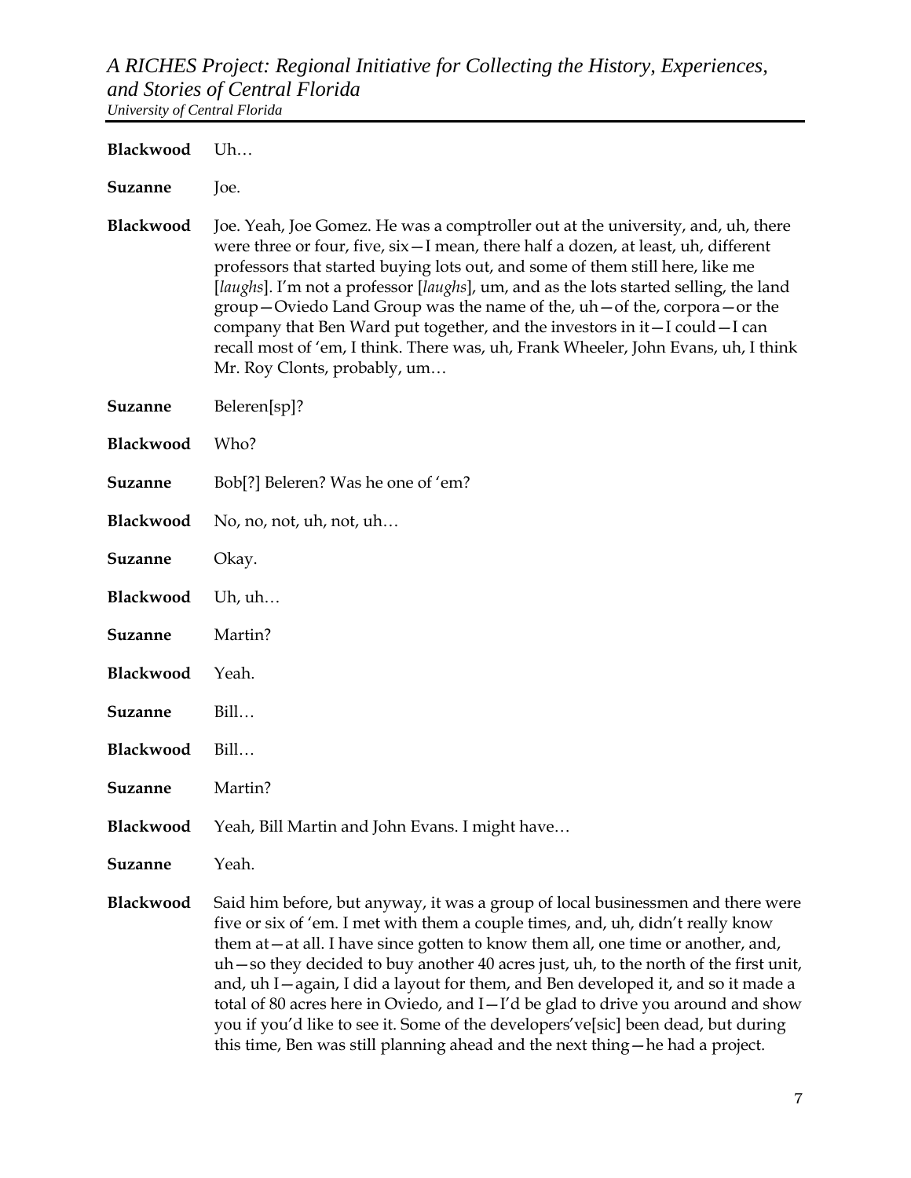**Blackwood** Uh…

**Suzanne** Joe.

**Blackwood** Joe. Yeah, Joe Gomez. He was a comptroller out at the university, and, uh, there were three or four, five, six—I mean, there half a dozen, at least, uh, different professors that started buying lots out, and some of them still here, like me [*laughs*]. I'm not a professor [*laughs*], um, and as the lots started selling, the land group—Oviedo Land Group was the name of the, uh—of the, corpora—or the company that Ben Ward put together, and the investors in it—I could—I can recall most of 'em, I think. There was, uh, Frank Wheeler, John Evans, uh, I think Mr. Roy Clonts, probably, um…

**Suzanne** Beleren[sp]?

**Blackwood** Who?

**Suzanne** Bob[?] Beleren? Was he one of 'em?

**Blackwood** No, no, not, uh, not, uh…

**Suzanne** Okay.

**Blackwood** Uh, uh…

**Suzanne** Martin?

**Blackwood** Yeah.

**Suzanne** Bill…

**Blackwood** Bill…

**Suzanne** Martin?

**Blackwood** Yeah, Bill Martin and John Evans. I might have…

**Suzanne** Yeah.

**Blackwood** Said him before, but anyway, it was a group of local businessmen and there were five or six of 'em. I met with them a couple times, and, uh, didn't really know them at—at all. I have since gotten to know them all, one time or another, and, uh—so they decided to buy another 40 acres just, uh, to the north of the first unit, and, uh I—again, I did a layout for them, and Ben developed it, and so it made a total of 80 acres here in Oviedo, and I—I'd be glad to drive you around and show you if you'd like to see it. Some of the developers've[sic] been dead, but during this time, Ben was still planning ahead and the next thing—he had a project.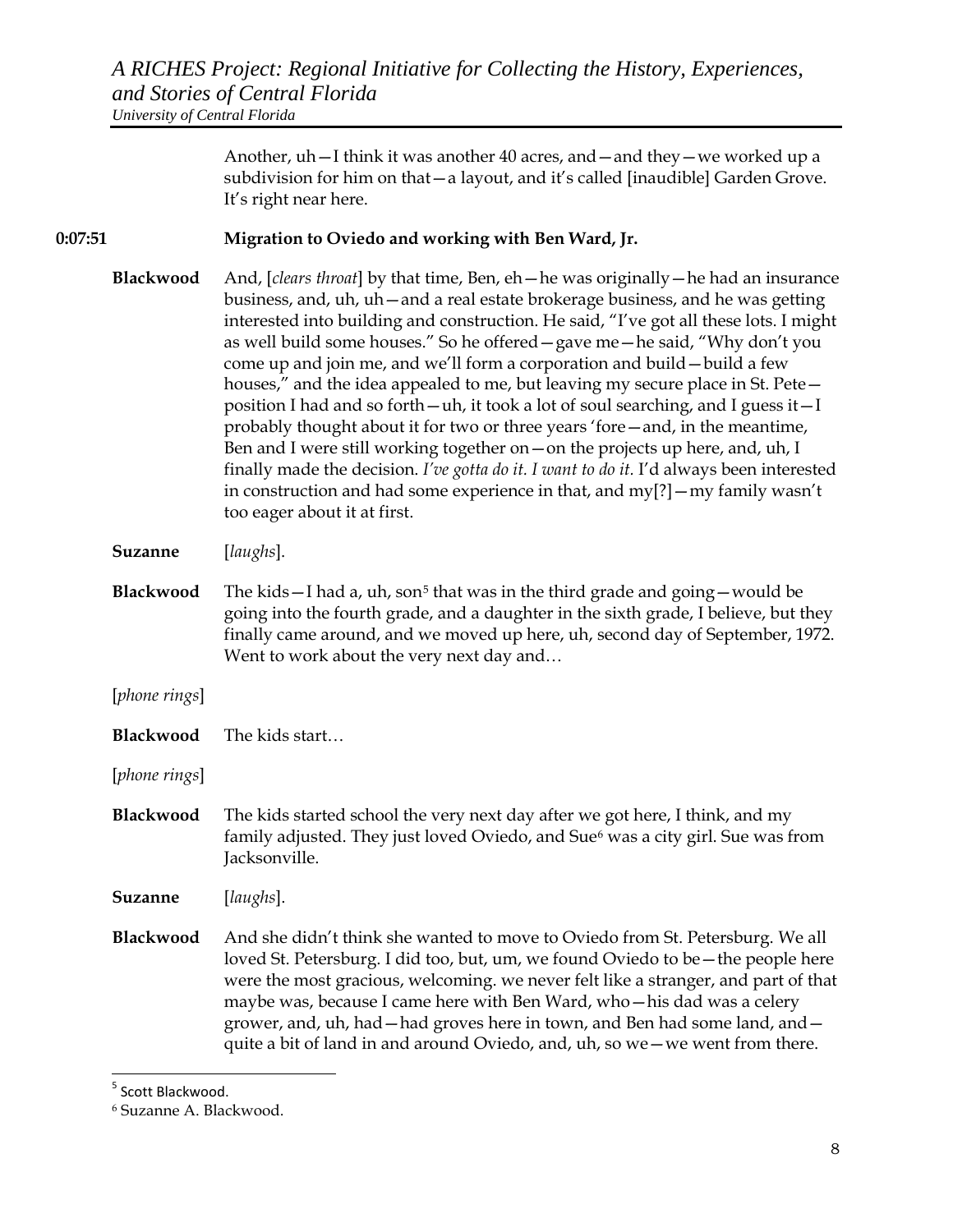Another, uh—I think it was another 40 acres, and—and they—we worked up a subdivision for him on that—a layout, and it's called [inaudible] Garden Grove. It's right near here.

**0:07:51** **Migration to Oviedo and working with Ben Ward, Jr.**

**Blackwood** And, [*clears throat*] by that time, Ben, eh—he was originally—he had an insurance business, and, uh, uh—and a real estate brokerage business, and he was getting interested into building and construction. He said, "I've got all these lots. I might as well build some houses." So he offered—gave me—he said, "Why don't you come up and join me, and we'll form a corporation and build—build a few houses," and the idea appealed to me, but leaving my secure place in St. Pete—position I had and so forth—uh, it took a lot of soul searching, and I guess it—I probably thought about it for two or three years 'fore—and, in the meantime, Ben and I were still working together on—on the projects up here, and, uh, I finally made the decision. *I've gotta do it. I want to do it.* I'd always been interested in construction and had some experience in that, and my[?]—my family wasn't too eager about it at first.

**Suzanne** [*laughs*].

**Blackwood** The kids—I had a, uh, son[5] that was in the third grade and going—would be going into the fourth grade, and a daughter in the sixth grade, I believe, but they finally came around, and we moved up here, uh, second day of September, 1972. Went to work about the very next day and…

[*phone rings*]

**Blackwood** The kids start…

[*phone rings*]

**Blackwood** The kids started school the very next day after we got here, I think, and my family adjusted. They just loved Oviedo, and Sue[6] was a city girl. Sue was from Jacksonville.

**Suzanne** [*laughs*].

**Blackwood** And she didn't think she wanted to move to Oviedo from St. Petersburg. We all loved St. Petersburg. I did too, but, um, we found Oviedo to be—the people here were the most gracious, welcoming. we never felt like a stranger, and part of that maybe was, because I came here with Ben Ward, who—his dad was a celery grower, and, uh, had—had groves here in town, and Ben had some land, and—quite a bit of land in and around Oviedo, and, uh, so we—we went from there.

---

[5] Scott Blackwood.

[6] Suzanne A. Blackwood.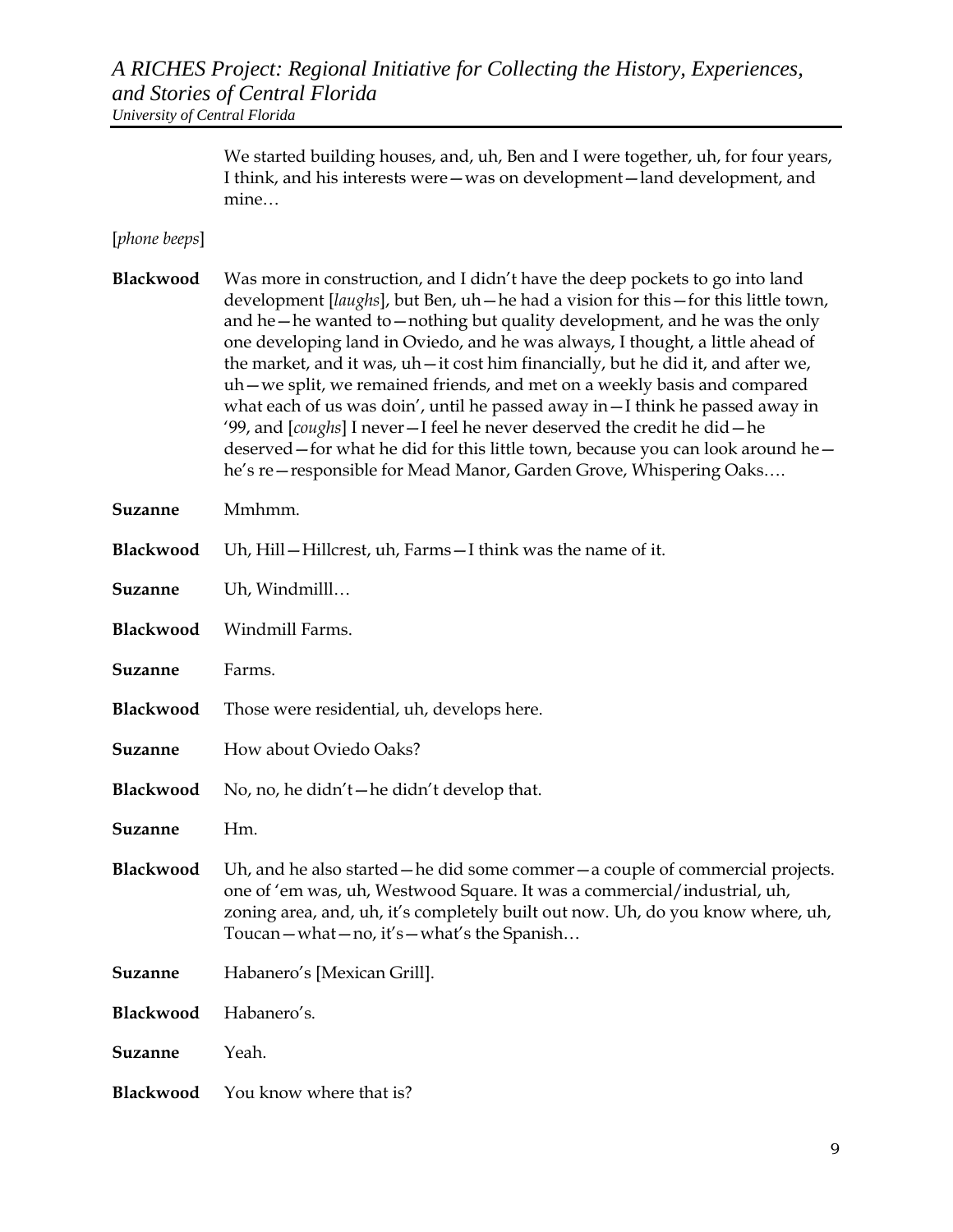We started building houses, and, uh, Ben and I were together, uh, for four years, I think, and his interests were—was on development—land development, and mine…

[*phone beeps*]

**Blackwood** Was more in construction, and I didn't have the deep pockets to go into land development [*laughs*], but Ben, uh—he had a vision for this—for this little town, and he—he wanted to—nothing but quality development, and he was the only one developing land in Oviedo, and he was always, I thought, a little ahead of the market, and it was, uh—it cost him financially, but he did it, and after we, uh—we split, we remained friends, and met on a weekly basis and compared what each of us was doin', until he passed away in—I think he passed away in '99, and [*coughs*] I never—I feel he never deserved the credit he did—he deserved—for what he did for this little town, because you can look around he—he's re—responsible for Mead Manor, Garden Grove, Whispering Oaks….

**Suzanne** Mmhmm.

**Blackwood** Uh, Hill—Hillcrest, uh, Farms—I think was the name of it.

**Suzanne** Uh, Windmilll…

**Blackwood** Windmill Farms.

**Suzanne** Farms.

**Blackwood** Those were residential, uh, develops here.

**Suzanne** How about Oviedo Oaks?

**Blackwood** No, no, he didn't—he didn't develop that.

**Suzanne** Hm.

**Blackwood** Uh, and he also started—he did some commer—a couple of commercial projects. one of 'em was, uh, Westwood Square. It was a commercial/industrial, uh, zoning area, and, uh, it's completely built out now. Uh, do you know where, uh, Toucan—what—no, it's—what's the Spanish…

**Suzanne** Habanero's [Mexican Grill].

**Blackwood** Habanero's.

**Suzanne** Yeah.

**Blackwood** You know where that is?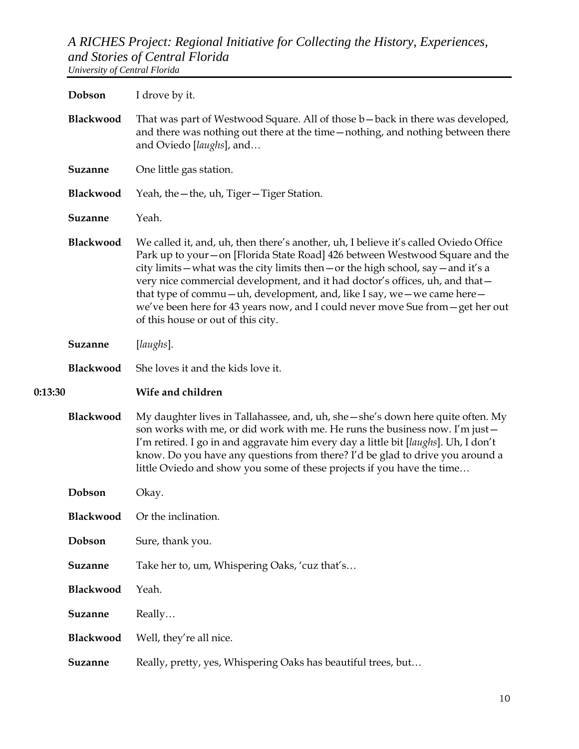**Dobson** I drove by it.

**Blackwood** That was part of Westwood Square. All of those b—back in there was developed, and there was nothing out there at the time—nothing, and nothing between there and Oviedo [*laughs*], and…

**Suzanne** One little gas station.

**Blackwood** Yeah, the—the, uh, Tiger—Tiger Station.

**Suzanne** Yeah.

**Blackwood** We called it, and, uh, then there's another, uh, I believe it's called Oviedo Office Park up to your—on [Florida State Road] 426 between Westwood Square and the city limits—what was the city limits then—or the high school, say—and it's a very nice commercial development, and it had doctor's offices, uh, and that—that type of commu—uh, development, and, like I say, we—we came here—we've been here for 43 years now, and I could never move Sue from—get her out of this house or out of this city.

**Suzanne** [*laughs*].

**Blackwood** She loves it and the kids love it.

**0:13:30** **Wife and children**

**Blackwood** My daughter lives in Tallahassee, and, uh, she—she's down here quite often. My son works with me, or did work with me. He runs the business now. I'm just—I'm retired. I go in and aggravate him every day a little bit [*laughs*]. Uh, I don't know. Do you have any questions from there? I'd be glad to drive you around a little Oviedo and show you some of these projects if you have the time…

**Dobson** Okay.

**Blackwood** Or the inclination.

**Dobson** Sure, thank you.

**Suzanne** Take her to, um, Whispering Oaks, 'cuz that's…

**Blackwood** Yeah.

**Suzanne** Really…

**Blackwood** Well, they're all nice.

**Suzanne** Really, pretty, yes, Whispering Oaks has beautiful trees, but…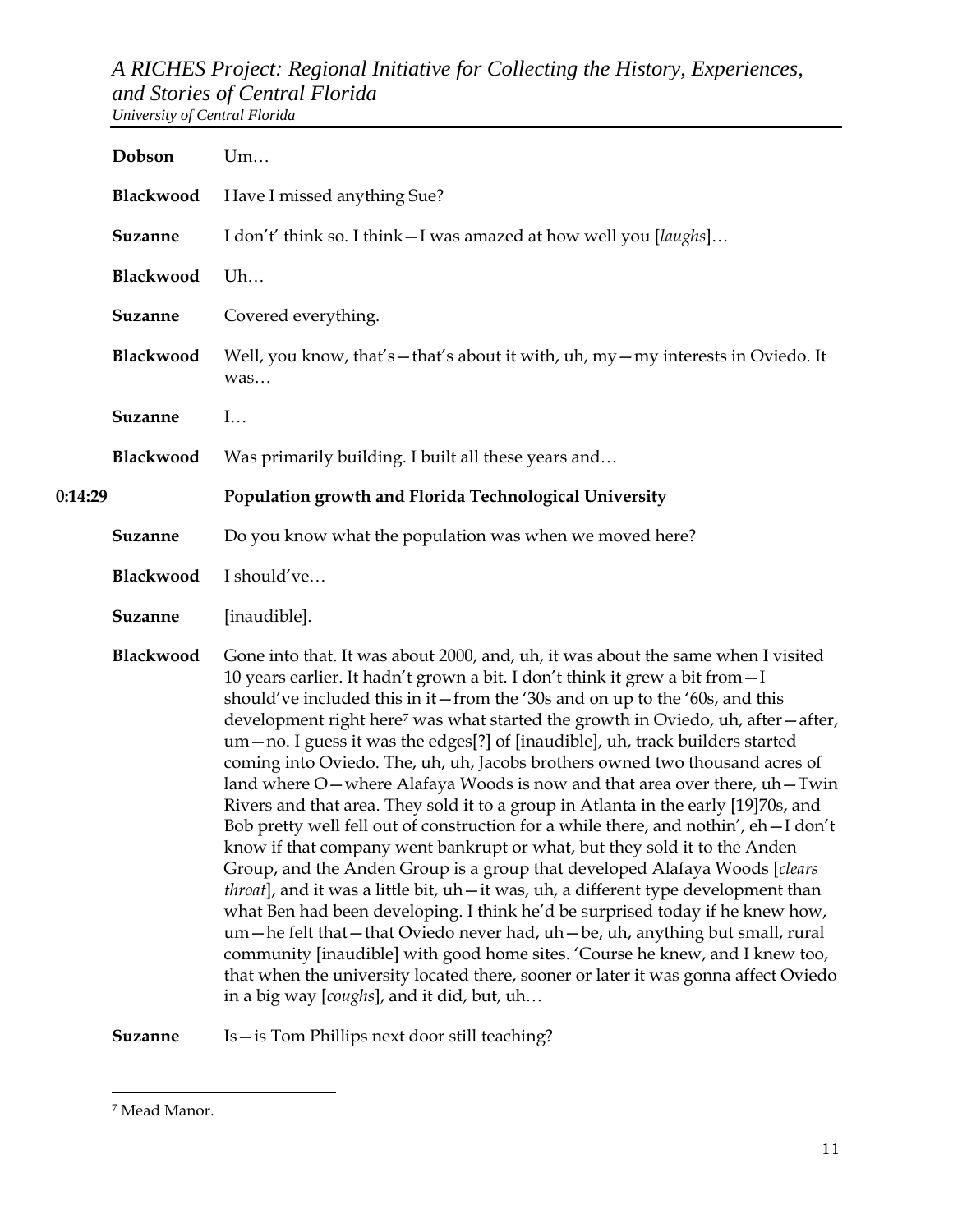**Dobson** Um…

**Blackwood** Have I missed anything Sue?

**Suzanne** I don't' think so. I think—I was amazed at how well you [*laughs*]…

**Blackwood** Uh…

**Suzanne** Covered everything.

**Blackwood** Well, you know, that's—that's about it with, uh, my—my interests in Oviedo. It was…

**Suzanne** I…

**Blackwood** Was primarily building. I built all these years and…

**0:14:29** **Population growth and Florida Technological University**

**Suzanne** Do you know what the population was when we moved here?

**Blackwood** I should've…

**Suzanne** [inaudible].

**Blackwood** Gone into that. It was about 2000, and, uh, it was about the same when I visited 10 years earlier. It hadn't grown a bit. I don't think it grew a bit from—I should've included this in it—from the '30s and on up to the '60s, and this development right here[7] was what started the growth in Oviedo, uh, after—after, um—no. I guess it was the edges[?] of [inaudible], uh, track builders started coming into Oviedo. The, uh, uh, Jacobs brothers owned two thousand acres of land where O—where Alafaya Woods is now and that area over there, uh—Twin Rivers and that area. They sold it to a group in Atlanta in the early [19]70s, and Bob pretty well fell out of construction for a while there, and nothin', eh—I don't know if that company went bankrupt or what, but they sold it to the Anden Group, and the Anden Group is a group that developed Alafaya Woods [*clears throat*], and it was a little bit, uh—it was, uh, a different type development than what Ben had been developing. I think he'd be surprised today if he knew how, um—he felt that—that Oviedo never had, uh—be, uh, anything but small, rural community [inaudible] with good home sites. 'Course he knew, and I knew too, that when the university located there, sooner or later it was gonna affect Oviedo in a big way [*coughs*], and it did, but, uh…

**Suzanne** Is—is Tom Phillips next door still teaching?

---

[7] Mead Manor.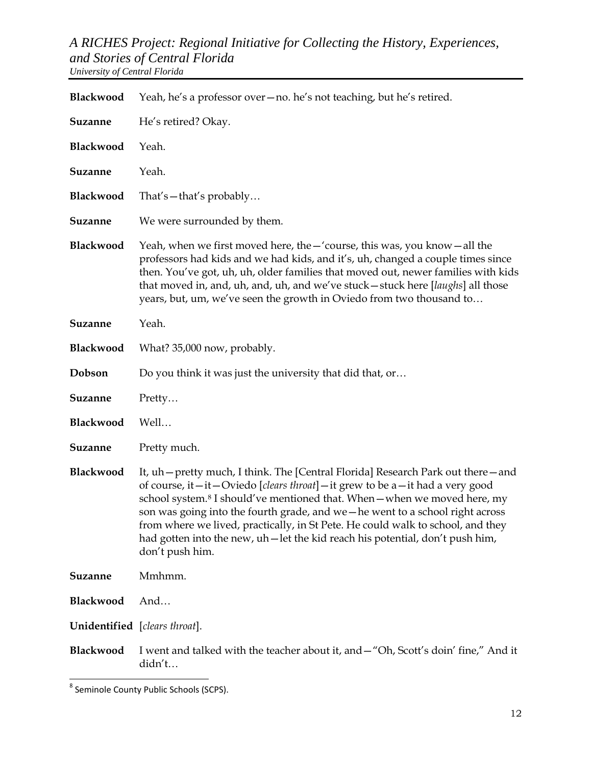**Blackwood** Yeah, he's a professor over—no. he's not teaching, but he's retired.

**Suzanne** He's retired? Okay.

**Blackwood** Yeah.

**Suzanne** Yeah.

**Blackwood** That's—that's probably…

**Suzanne** We were surrounded by them.

**Blackwood** Yeah, when we first moved here, the—'course, this was, you know—all the professors had kids and we had kids, and it's, uh, changed a couple times since then. You've got, uh, uh, older families that moved out, newer families with kids that moved in, and, uh, and, uh, and we've stuck—stuck here [*laughs*] all those years, but, um, we've seen the growth in Oviedo from two thousand to…

**Suzanne** Yeah.

**Blackwood** What? 35,000 now, probably.

**Dobson** Do you think it was just the university that did that, or…

**Suzanne** Pretty…

**Blackwood** Well…

**Suzanne** Pretty much.

**Blackwood** It, uh—pretty much, I think. The [Central Florida] Research Park out there—and of course, it—it—Oviedo [*clears throat*]—it grew to be a—it had a very good school system.[8] I should've mentioned that. When—when we moved here, my son was going into the fourth grade, and we—he went to a school right across from where we lived, practically, in St Pete. He could walk to school, and they had gotten into the new, uh—let the kid reach his potential, don't push him, don't push him.

**Suzanne** Mmhmm.

**Blackwood** And…

**Unidentified** [*clears throat*].

**Blackwood** I went and talked with the teacher about it, and—"Oh, Scott's doin' fine," And it didn't…

---

[8] Seminole County Public Schools (SCPS).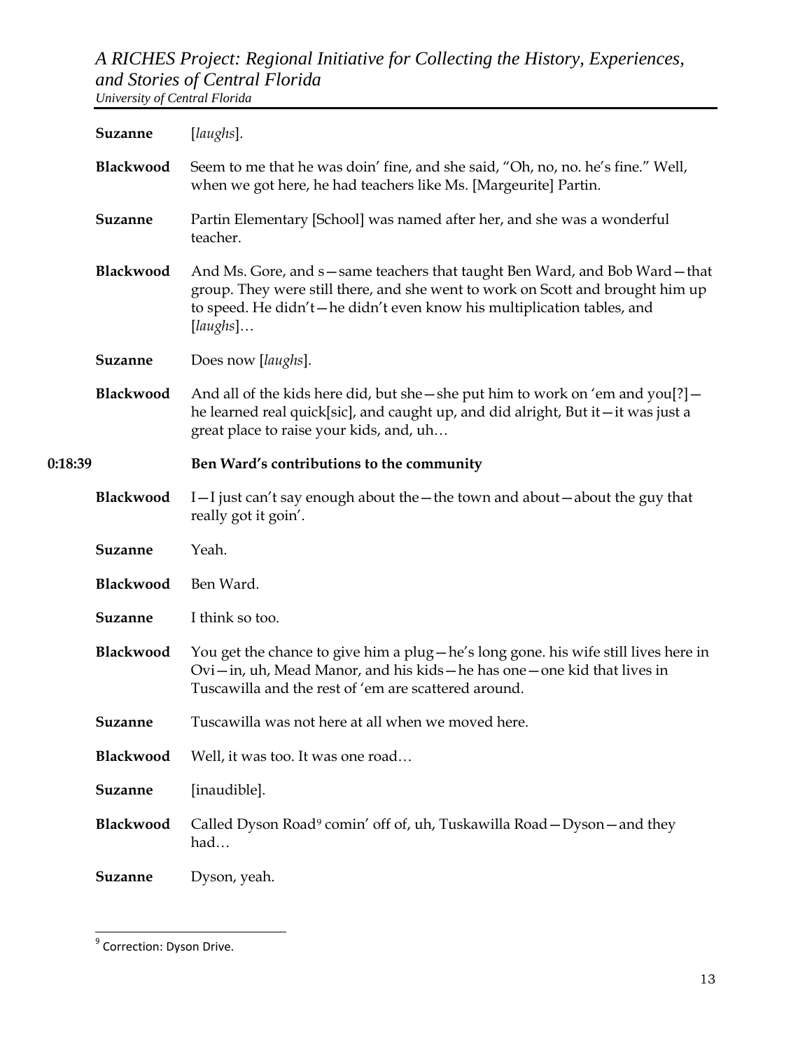**Suzanne** [*laughs*].

**Blackwood** Seem to me that he was doin' fine, and she said, "Oh, no, no. he's fine." Well, when we got here, he had teachers like Ms. [Margeurite] Partin.

**Suzanne** Partin Elementary [School] was named after her, and she was a wonderful teacher.

**Blackwood** And Ms. Gore, and s—same teachers that taught Ben Ward, and Bob Ward—that group. They were still there, and she went to work on Scott and brought him up to speed. He didn't—he didn't even know his multiplication tables, and [*laughs*]…

**Suzanne** Does now [*laughs*].

**Blackwood** And all of the kids here did, but she—she put him to work on 'em and you[?]—he learned real quick[sic], and caught up, and did alright, But it—it was just a great place to raise your kids, and, uh…

**0:18:39** **Ben Ward's contributions to the community**

**Blackwood** I—I just can't say enough about the—the town and about—about the guy that really got it goin'.

**Suzanne** Yeah.

**Blackwood** Ben Ward.

**Suzanne** I think so too.

**Blackwood** You get the chance to give him a plug—he's long gone. his wife still lives here in Ovi—in, uh, Mead Manor, and his kids—he has one—one kid that lives in Tuscawilla and the rest of 'em are scattered around.

**Suzanne** Tuscawilla was not here at all when we moved here.

**Blackwood** Well, it was too. It was one road…

**Suzanne** [inaudible].

**Blackwood** Called Dyson Road[9] comin' off of, uh, Tuskawilla Road—Dyson—and they had…

**Suzanne** Dyson, yeah.

---

[9] Correction: Dyson Drive.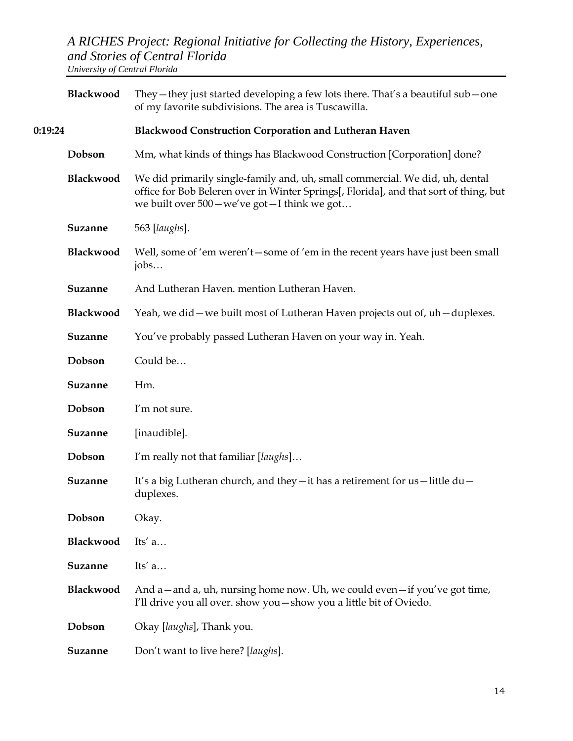**Blackwood** They—they just started developing a few lots there. That's a beautiful sub—one of my favorite subdivisions. The area is Tuscawilla.

**0:19:24** **Blackwood Construction Corporation and Lutheran Haven**

**Dobson** Mm, what kinds of things has Blackwood Construction [Corporation] done?

**Blackwood** We did primarily single-family and, uh, small commercial. We did, uh, dental office for Bob Beleren over in Winter Springs[, Florida], and that sort of thing, but we built over 500—we've got—I think we got…

**Suzanne** 563 [*laughs*].

**Blackwood** Well, some of 'em weren't—some of 'em in the recent years have just been small jobs…

**Suzanne** And Lutheran Haven. mention Lutheran Haven.

**Blackwood** Yeah, we did—we built most of Lutheran Haven projects out of, uh—duplexes.

**Suzanne** You've probably passed Lutheran Haven on your way in. Yeah.

**Dobson** Could be…

**Suzanne** Hm.

**Dobson** I'm not sure.

**Suzanne** [inaudible].

**Dobson** I'm really not that familiar [*laughs*]…

**Suzanne** It's a big Lutheran church, and they—it has a retirement for us—little du—duplexes.

**Dobson** Okay.

**Blackwood** Its' a…

**Suzanne** Its' a…

**Blackwood** And a—and a, uh, nursing home now. Uh, we could even—if you've got time, I'll drive you all over. show you—show you a little bit of Oviedo.

**Dobson** Okay [*laughs*], Thank you.

**Suzanne** Don't want to live here? [*laughs*].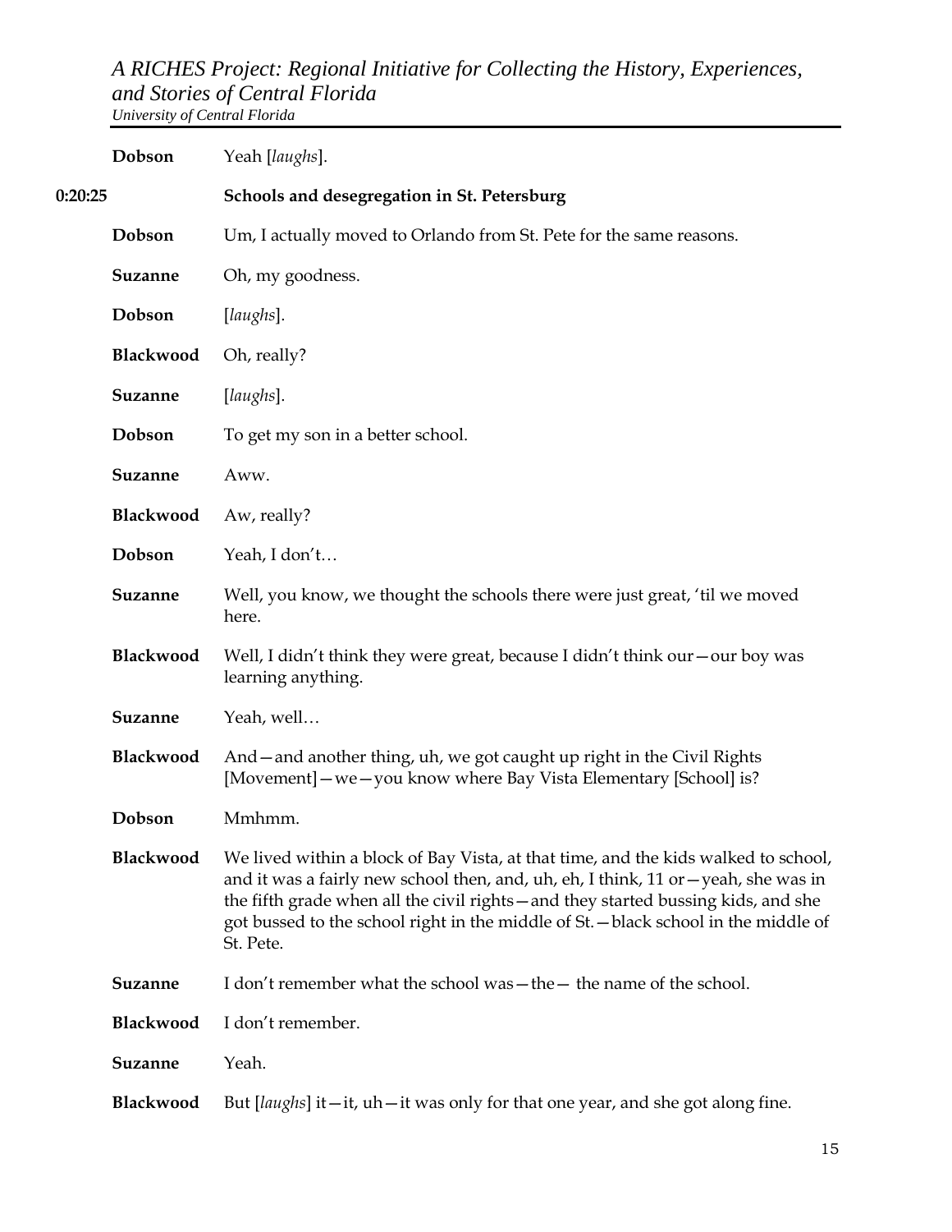**Dobson** Yeah [*laughs*].

**0:20:25** **Schools and desegregation in St. Petersburg**

**Dobson** Um, I actually moved to Orlando from St. Pete for the same reasons.

**Suzanne** Oh, my goodness.

**Dobson** [*laughs*].

**Blackwood** Oh, really?

**Suzanne** [*laughs*].

**Dobson** To get my son in a better school.

**Suzanne** Aww.

**Blackwood** Aw, really?

**Dobson** Yeah, I don't…

**Suzanne** Well, you know, we thought the schools there were just great, 'til we moved here.

**Blackwood** Well, I didn't think they were great, because I didn't think our—our boy was learning anything.

**Suzanne** Yeah, well…

**Blackwood** And—and another thing, uh, we got caught up right in the Civil Rights [Movement]—we—you know where Bay Vista Elementary [School] is?

**Dobson** Mmhmm.

**Blackwood** We lived within a block of Bay Vista, at that time, and the kids walked to school, and it was a fairly new school then, and, uh, eh, I think, 11 or—yeah, she was in the fifth grade when all the civil rights—and they started bussing kids, and she got bussed to the school right in the middle of St.—black school in the middle of St. Pete.

**Suzanne** I don't remember what the school was—the— the name of the school.

**Blackwood** I don't remember.

**Suzanne** Yeah.

**Blackwood** But [*laughs*] it—it, uh—it was only for that one year, and she got along fine.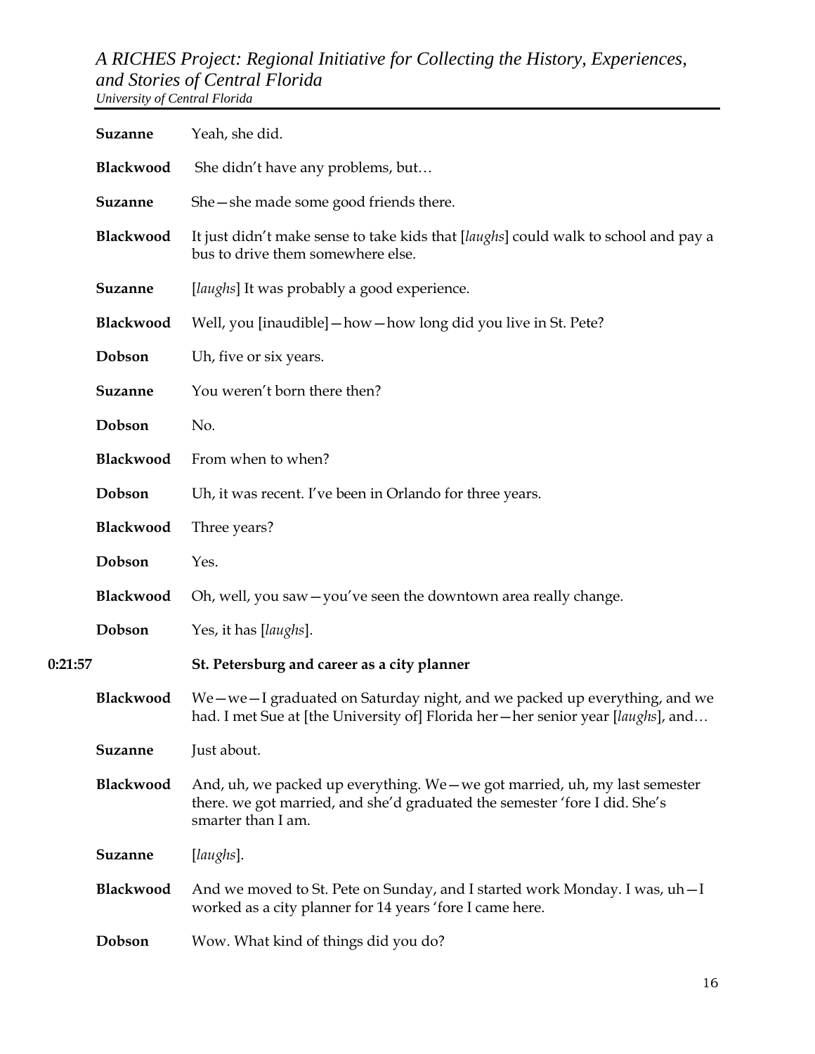**Suzanne** Yeah, she did.

**Blackwood** She didn't have any problems, but…

**Suzanne** She—she made some good friends there.

**Blackwood** It just didn't make sense to take kids that [*laughs*] could walk to school and pay a bus to drive them somewhere else.

**Suzanne** [*laughs*] It was probably a good experience.

**Blackwood** Well, you [inaudible]—how—how long did you live in St. Pete?

**Dobson** Uh, five or six years.

**Suzanne** You weren't born there then?

**Dobson** No.

**Blackwood** From when to when?

**Dobson** Uh, it was recent. I've been in Orlando for three years.

**Blackwood** Three years?

**Dobson** Yes.

**Blackwood** Oh, well, you saw—you've seen the downtown area really change.

**Dobson** Yes, it has [*laughs*].

**0:21:57** **St. Petersburg and career as a city planner**

**Blackwood** We—we—I graduated on Saturday night, and we packed up everything, and we had. I met Sue at [the University of] Florida her—her senior year [*laughs*], and…

**Suzanne** Just about.

**Blackwood** And, uh, we packed up everything. We—we got married, uh, my last semester there. we got married, and she'd graduated the semester 'fore I did. She's smarter than I am.

**Suzanne** [*laughs*].

**Blackwood** And we moved to St. Pete on Sunday, and I started work Monday. I was, uh—I worked as a city planner for 14 years 'fore I came here.

**Dobson** Wow. What kind of things did you do?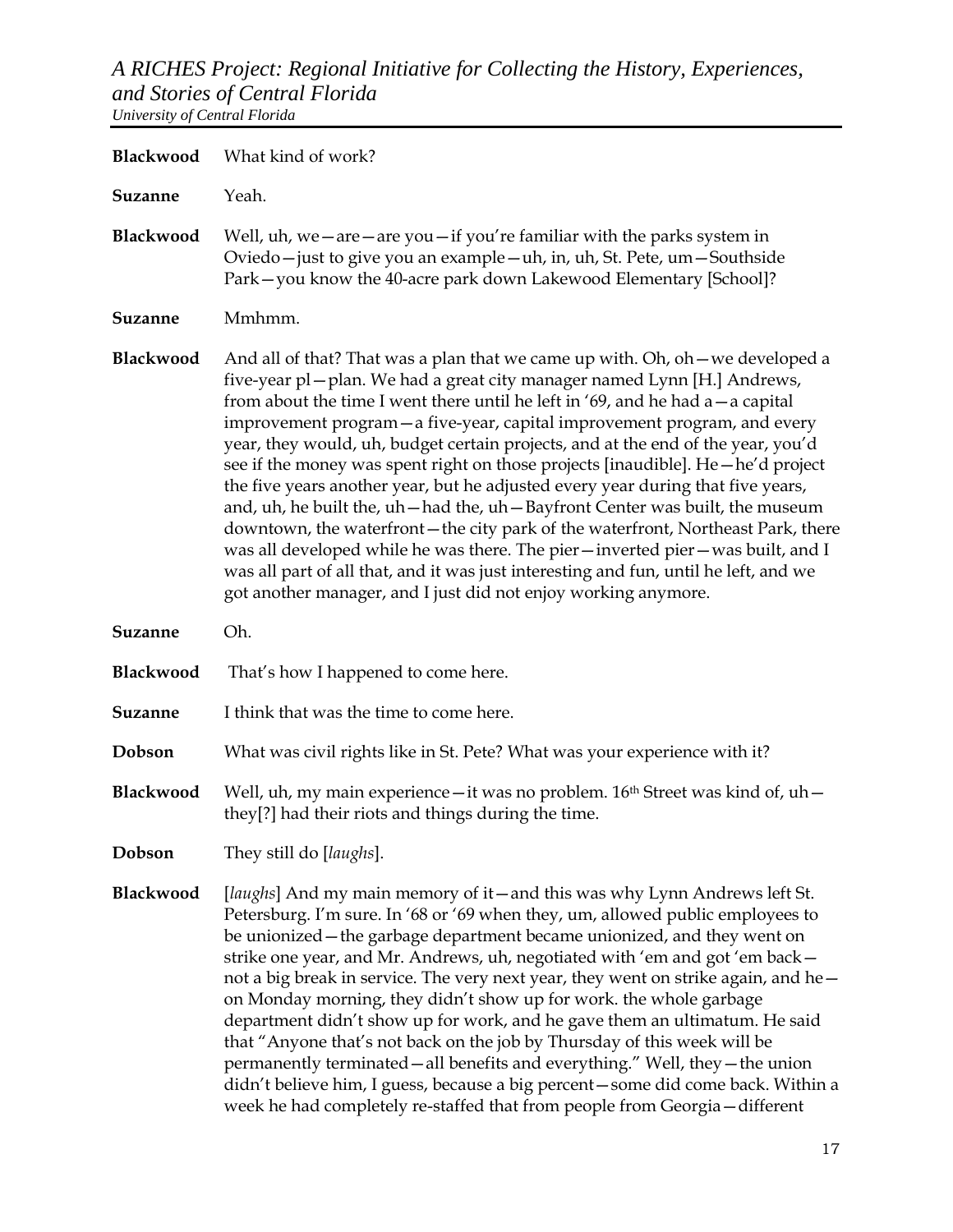**Blackwood** What kind of work?

**Suzanne** Yeah.

**Blackwood** Well, uh, we—are—are you—if you're familiar with the parks system in Oviedo—just to give you an example—uh, in, uh, St. Pete, um—Southside Park—you know the 40-acre park down Lakewood Elementary [School]?

**Suzanne** Mmhmm.

**Blackwood** And all of that? That was a plan that we came up with. Oh, oh—we developed a five-year pl—plan. We had a great city manager named Lynn [H.] Andrews, from about the time I went there until he left in '69, and he had a—a capital improvement program—a five-year, capital improvement program, and every year, they would, uh, budget certain projects, and at the end of the year, you'd see if the money was spent right on those projects [inaudible]. He—he'd project the five years another year, but he adjusted every year during that five years, and, uh, he built the, uh—had the, uh—Bayfront Center was built, the museum downtown, the waterfront—the city park of the waterfront, Northeast Park, there was all developed while he was there. The pier—inverted pier—was built, and I was all part of all that, and it was just interesting and fun, until he left, and we got another manager, and I just did not enjoy working anymore.

**Suzanne** Oh.

**Blackwood** That's how I happened to come here.

**Suzanne** I think that was the time to come here.

**Dobson** What was civil rights like in St. Pete? What was your experience with it?

**Blackwood** Well, uh, my main experience—it was no problem. 16th Street was kind of, uh—they[?] had their riots and things during the time.

**Dobson** They still do [*laughs*].

**Blackwood** [*laughs*] And my main memory of it—and this was why Lynn Andrews left St. Petersburg. I'm sure. In '68 or '69 when they, um, allowed public employees to be unionized—the garbage department became unionized, and they went on strike one year, and Mr. Andrews, uh, negotiated with 'em and got 'em back—not a big break in service. The very next year, they went on strike again, and he—on Monday morning, they didn't show up for work. the whole garbage department didn't show up for work, and he gave them an ultimatum. He said that "Anyone that's not back on the job by Thursday of this week will be permanently terminated—all benefits and everything." Well, they—the union didn't believe him, I guess, because a big percent—some did come back. Within a week he had completely re-staffed that from people from Georgia—different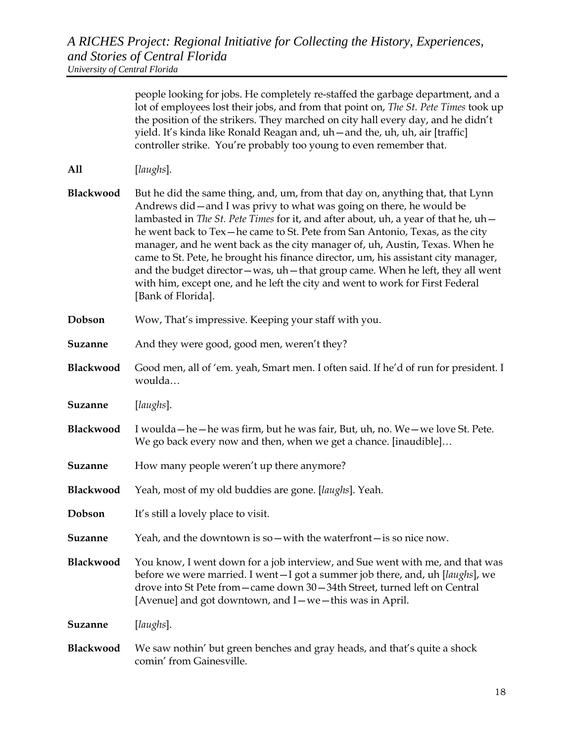people looking for jobs. He completely re-staffed the garbage department, and a lot of employees lost their jobs, and from that point on, *The St. Pete Times* took up the position of the strikers. They marched on city hall every day, and he didn't yield. It's kinda like Ronald Reagan and, uh—and the, uh, uh, air [traffic] controller strike. You're probably too young to even remember that.

**All** [*laughs*].

**Blackwood** But he did the same thing, and, um, from that day on, anything that, that Lynn Andrews did—and I was privy to what was going on there, he would be lambasted in *The St. Pete Times* for it, and after about, uh, a year of that he, uh—he went back to Tex—he came to St. Pete from San Antonio, Texas, as the city manager, and he went back as the city manager of, uh, Austin, Texas. When he came to St. Pete, he brought his finance director, um, his assistant city manager, and the budget director—was, uh—that group came. When he left, they all went with him, except one, and he left the city and went to work for First Federal [Bank of Florida].

**Dobson** Wow, That's impressive. Keeping your staff with you.

**Suzanne** And they were good, good men, weren't they?

**Blackwood** Good men, all of 'em. yeah, Smart men. I often said. If he'd of run for president. I woulda…

**Suzanne** [*laughs*].

**Blackwood** I woulda—he—he was firm, but he was fair, But, uh, no. We—we love St. Pete. We go back every now and then, when we get a chance. [inaudible]…

**Suzanne** How many people weren't up there anymore?

**Blackwood** Yeah, most of my old buddies are gone. [*laughs*]. Yeah.

**Dobson** It's still a lovely place to visit.

**Suzanne** Yeah, and the downtown is so—with the waterfront—is so nice now.

**Blackwood** You know, I went down for a job interview, and Sue went with me, and that was before we were married. I went—I got a summer job there, and, uh [*laughs*], we drove into St Pete from—came down 30—34th Street, turned left on Central [Avenue] and got downtown, and I—we—this was in April.

**Suzanne** [*laughs*].

**Blackwood** We saw nothin' but green benches and gray heads, and that's quite a shock comin' from Gainesville.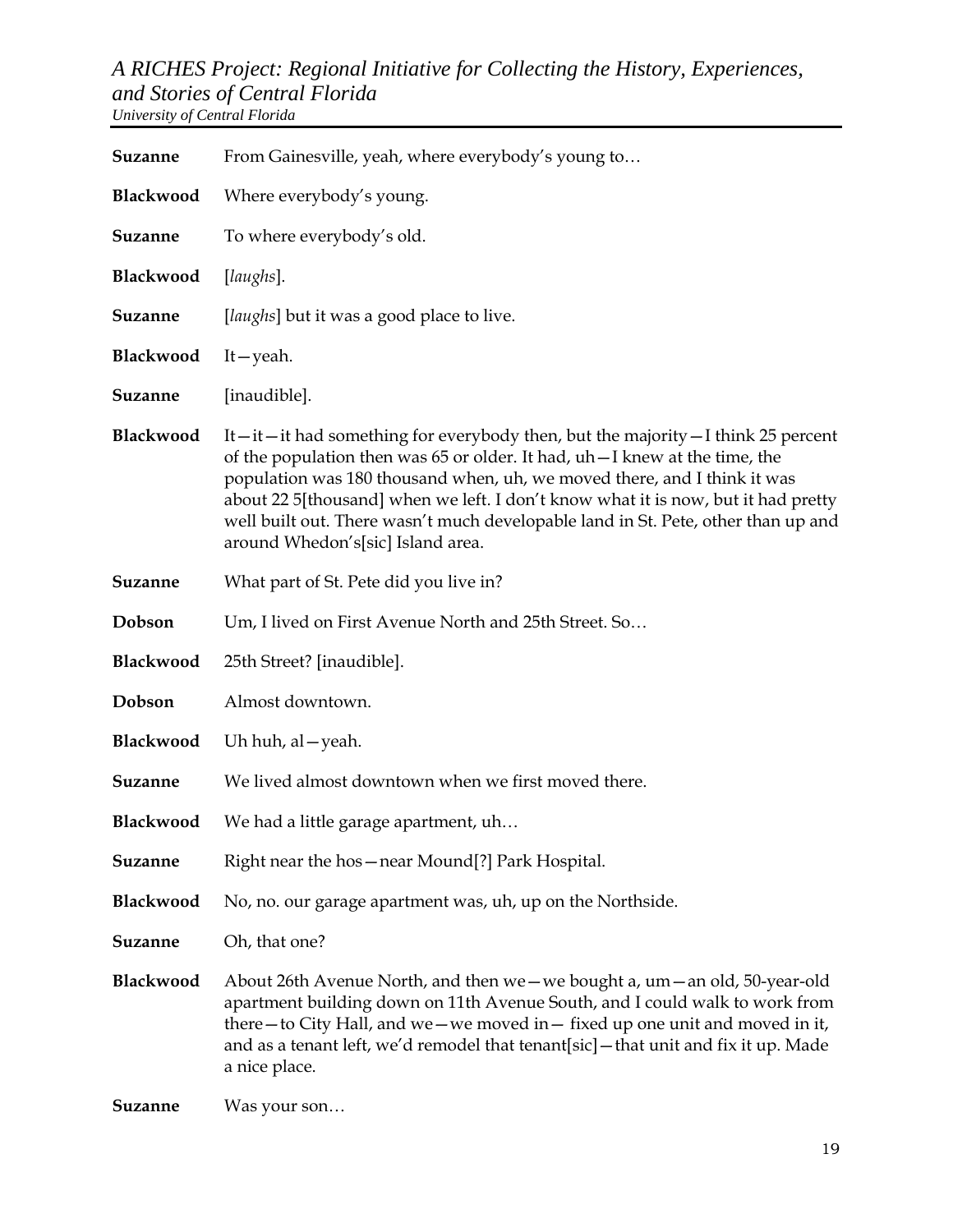**Suzanne** From Gainesville, yeah, where everybody's young to…

**Blackwood** Where everybody's young.

**Suzanne** To where everybody's old.

**Blackwood** [*laughs*].

**Suzanne** [*laughs*] but it was a good place to live.

**Blackwood** It—yeah.

**Suzanne** [inaudible].

**Blackwood** It—it—it had something for everybody then, but the majority—I think 25 percent of the population then was 65 or older. It had, uh—I knew at the time, the population was 180 thousand when, uh, we moved there, and I think it was about 22 5[thousand] when we left. I don't know what it is now, but it had pretty well built out. There wasn't much developable land in St. Pete, other than up and around Whedon's[sic] Island area.

**Suzanne** What part of St. Pete did you live in?

**Dobson** Um, I lived on First Avenue North and 25th Street. So…

**Blackwood** 25th Street? [inaudible].

**Dobson** Almost downtown.

**Blackwood** Uh huh, al—yeah.

**Suzanne** We lived almost downtown when we first moved there.

**Blackwood** We had a little garage apartment, uh…

**Suzanne** Right near the hos—near Mound[?] Park Hospital.

**Blackwood** No, no. our garage apartment was, uh, up on the Northside.

**Suzanne** Oh, that one?

**Blackwood** About 26th Avenue North, and then we—we bought a, um—an old, 50-year-old apartment building down on 11th Avenue South, and I could walk to work from there—to City Hall, and we—we moved in— fixed up one unit and moved in it, and as a tenant left, we'd remodel that tenant[sic]—that unit and fix it up. Made a nice place.

**Suzanne** Was your son…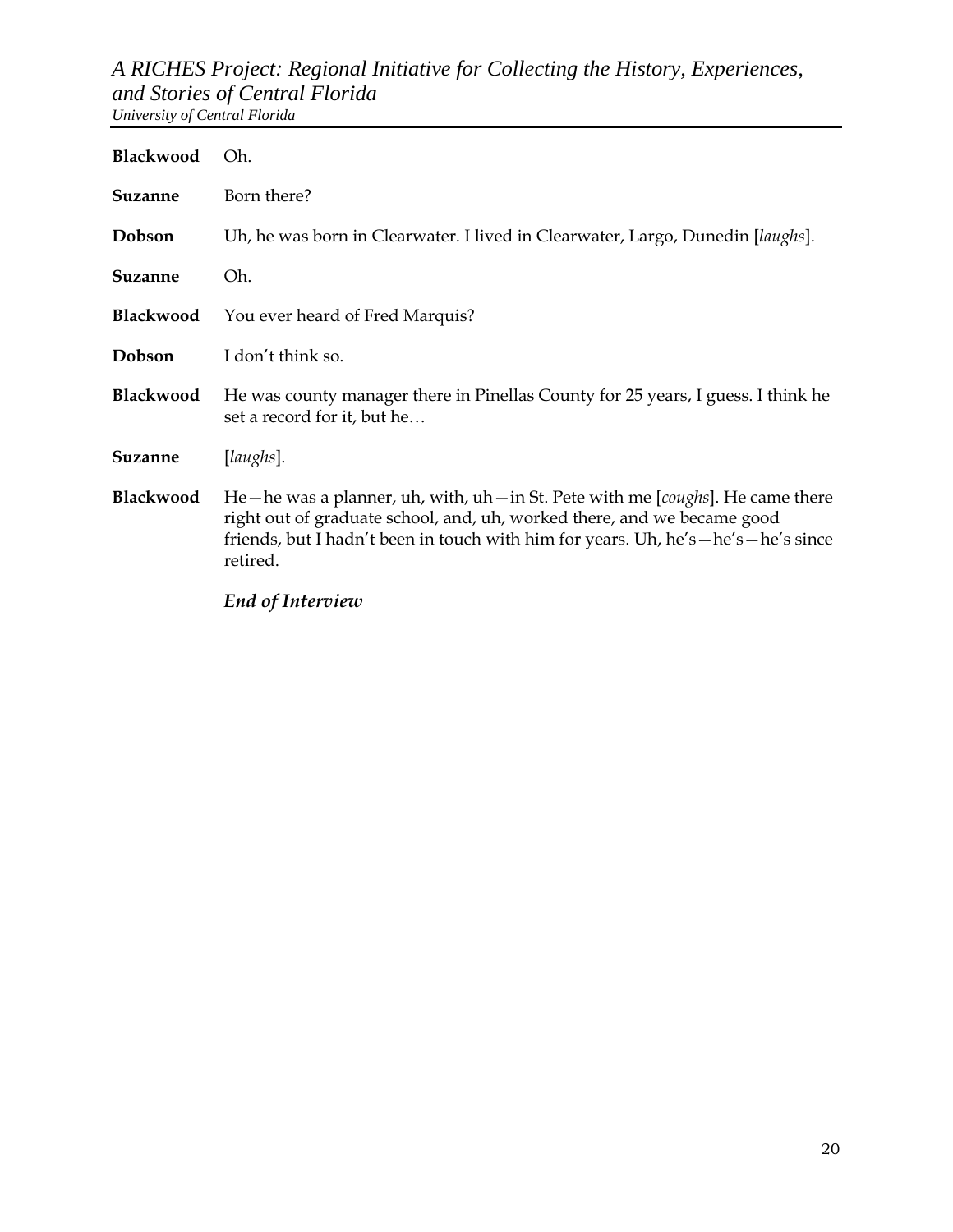**Blackwood** Oh.

**Suzanne** Born there?

**Dobson** Uh, he was born in Clearwater. I lived in Clearwater, Largo, Dunedin [*laughs*].

**Suzanne** Oh.

**Blackwood** You ever heard of Fred Marquis?

**Dobson** I don't think so.

**Blackwood** He was county manager there in Pinellas County for 25 years, I guess. I think he set a record for it, but he…

**Suzanne** [*laughs*].

**Blackwood** He—he was a planner, uh, with, uh—in St. Pete with me [*coughs*]. He came there right out of graduate school, and, uh, worked there, and we became good friends, but I hadn't been in touch with him for years. Uh, he's—he's—he's since retired.

***End of Interview***